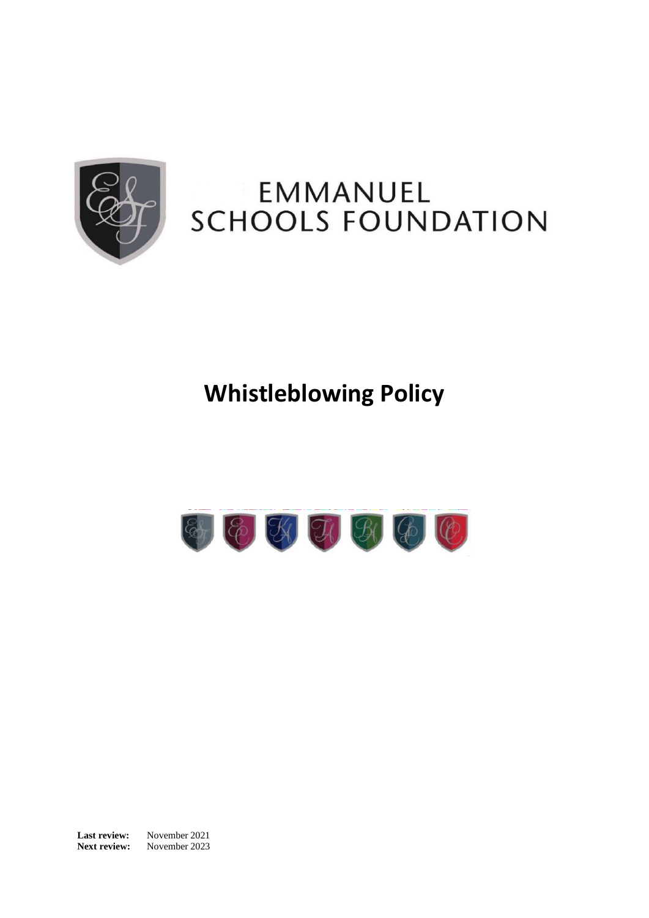EMMANUEL SCHOOLS FOUNDATION

# Whistleblowing Policy

**Last review:** November 2021
**Next review:** November 2023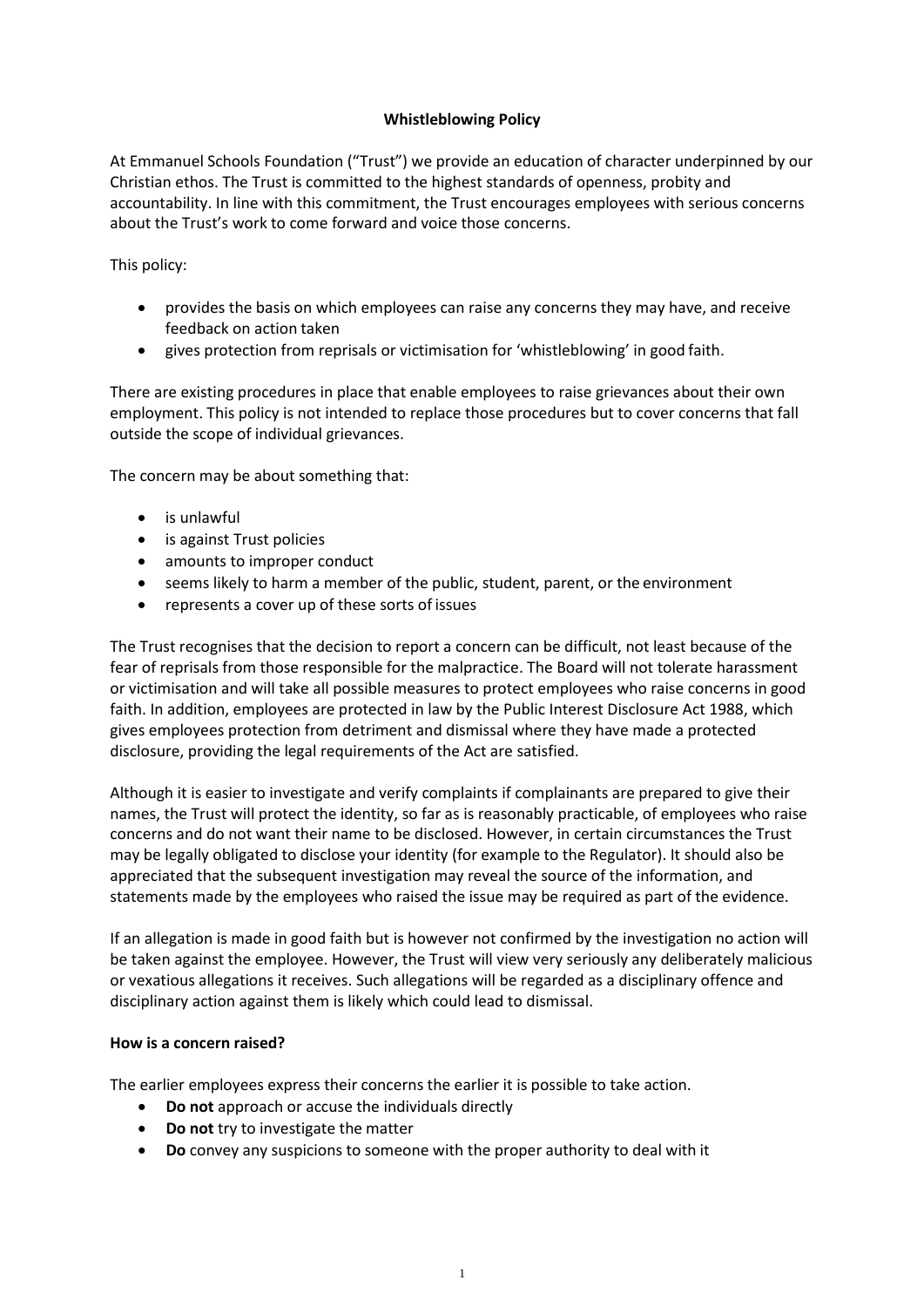# Whistleblowing Policy

At Emmanuel Schools Foundation ("Trust") we provide an education of character underpinned by our Christian ethos. The Trust is committed to the highest standards of openness, probity and accountability. In line with this commitment, the Trust encourages employees with serious concerns about the Trust's work to come forward and voice those concerns.

This policy:

- provides the basis on which employees can raise any concerns they may have, and receive feedback on action taken
- gives protection from reprisals or victimisation for 'whistleblowing' in good faith.

There are existing procedures in place that enable employees to raise grievances about their own employment. This policy is not intended to replace those procedures but to cover concerns that fall outside the scope of individual grievances.

The concern may be about something that:

- is unlawful
- is against Trust policies
- amounts to improper conduct
- seems likely to harm a member of the public, student, parent, or the environment
- represents a cover up of these sorts of issues

The Trust recognises that the decision to report a concern can be difficult, not least because of the fear of reprisals from those responsible for the malpractice. The Board will not tolerate harassment or victimisation and will take all possible measures to protect employees who raise concerns in good faith. In addition, employees are protected in law by the Public Interest Disclosure Act 1988, which gives employees protection from detriment and dismissal where they have made a protected disclosure, providing the legal requirements of the Act are satisfied.

Although it is easier to investigate and verify complaints if complainants are prepared to give their names, the Trust will protect the identity, so far as is reasonably practicable, of employees who raise concerns and do not want their name to be disclosed. However, in certain circumstances the Trust may be legally obligated to disclose your identity (for example to the Regulator). It should also be appreciated that the subsequent investigation may reveal the source of the information, and statements made by the employees who raised the issue may be required as part of the evidence.

If an allegation is made in good faith but is however not confirmed by the investigation no action will be taken against the employee. However, the Trust will view very seriously any deliberately malicious or vexatious allegations it receives. Such allegations will be regarded as a disciplinary offence and disciplinary action against them is likely which could lead to dismissal.

## How is a concern raised?

The earlier employees express their concerns the earlier it is possible to take action.

- **Do not** approach or accuse the individuals directly
- **Do not** try to investigate the matter
- **Do** convey any suspicions to someone with the proper authority to deal with it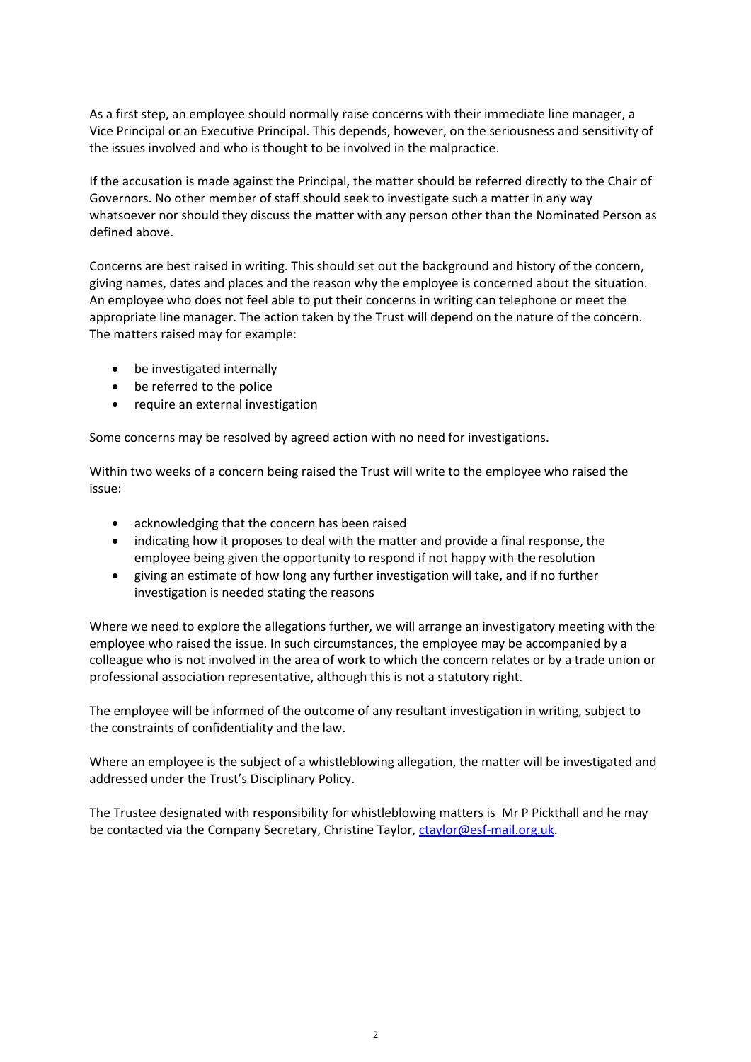As a first step, an employee should normally raise concerns with their immediate line manager, a Vice Principal or an Executive Principal. This depends, however, on the seriousness and sensitivity of the issues involved and who is thought to be involved in the malpractice.

If the accusation is made against the Principal, the matter should be referred directly to the Chair of Governors. No other member of staff should seek to investigate such a matter in any way whatsoever nor should they discuss the matter with any person other than the Nominated Person as defined above.

Concerns are best raised in writing. This should set out the background and history of the concern, giving names, dates and places and the reason why the employee is concerned about the situation. An employee who does not feel able to put their concerns in writing can telephone or meet the appropriate line manager. The action taken by the Trust will depend on the nature of the concern. The matters raised may for example:

- be investigated internally
- be referred to the police
- require an external investigation

Some concerns may be resolved by agreed action with no need for investigations.

Within two weeks of a concern being raised the Trust will write to the employee who raised the issue:

- acknowledging that the concern has been raised
- indicating how it proposes to deal with the matter and provide a final response, the employee being given the opportunity to respond if not happy with the resolution
- giving an estimate of how long any further investigation will take, and if no further investigation is needed stating the reasons

Where we need to explore the allegations further, we will arrange an investigatory meeting with the employee who raised the issue. In such circumstances, the employee may be accompanied by a colleague who is not involved in the area of work to which the concern relates or by a trade union or professional association representative, although this is not a statutory right.

The employee will be informed of the outcome of any resultant investigation in writing, subject to the constraints of confidentiality and the law.

Where an employee is the subject of a whistleblowing allegation, the matter will be investigated and addressed under the Trust's Disciplinary Policy.

The Trustee designated with responsibility for whistleblowing matters is Mr P Pickthall and he may be contacted via the Company Secretary, Christine Taylor, ctaylor@esf-mail.org.uk.